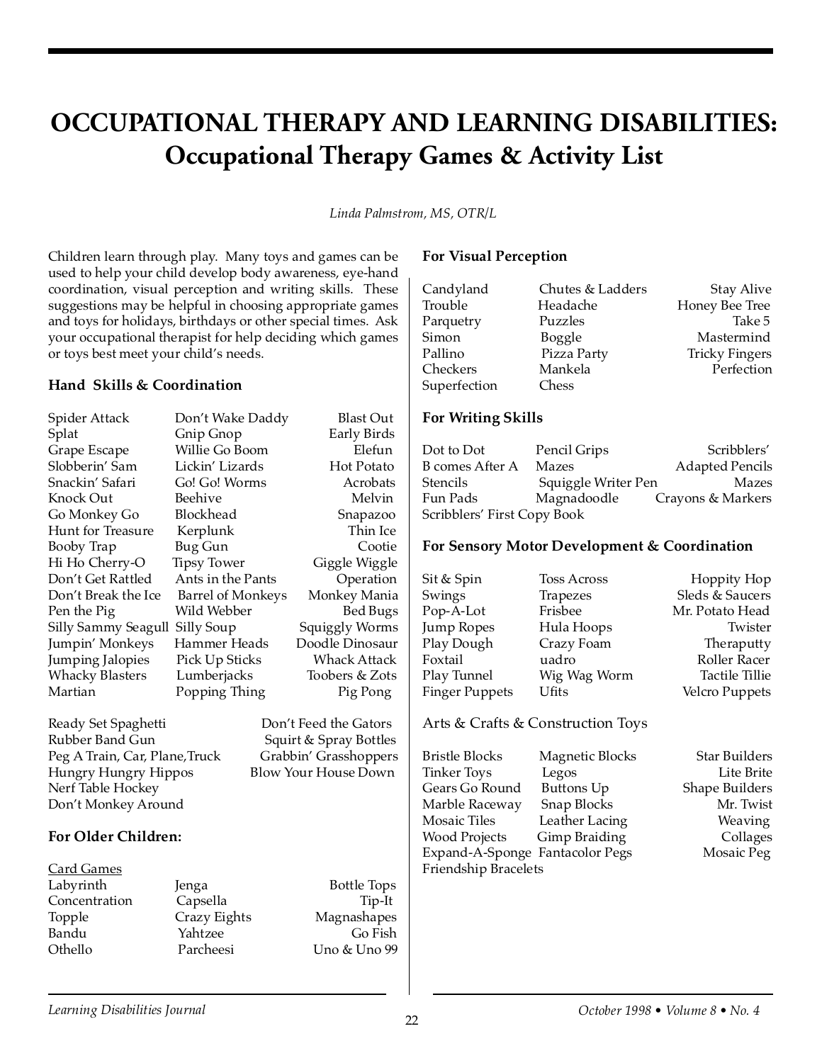# OCCUPATIONAL THERAPY AND LEARNING DISABILITIES: Occupational Therapy Games & Activity List

*Linda Palmstrom, MS, OTR/L*

Children learn through play. Many toys and games can be used to help your child develop body awareness, eye-hand coordination, visual perception and writing skills. These suggestions may be helpful in choosing appropriate games and toys for holidays, birthdays or other special times. Ask your occupational therapist for help deciding which games or toys best meet your child's needs.

### Hand Skills & Coordination

| | | |
|---|---|---|
| Spider Attack | Don't Wake Daddy | Blast Out |
| Splat | Gnip Gnop | Early Birds |
| Grape Escape | Willie Go Boom | Elefun |
| Slobberin' Sam | Lickin' Lizards | Hot Potato |
| Snackin' Safari | Go! Go! Worms | Acrobats |
| Knock Out | Beehive | Melvin |
| Go Monkey Go | Blockhead | Snapazoo |
| Hunt for Treasure | Kerplunk | Thin Ice |
| Booby Trap | Bug Gun | Cootie |
| Hi Ho Cherry-O | Tipsy Tower | Giggle Wiggle |
| Don't Get Rattled | Ants in the Pants | Operation |
| Don't Break the Ice | Barrel of Monkeys | Monkey Mania |
| Pen the Pig | Wild Webber | Bed Bugs |
| Silly Sammy Seagull | Silly Soup | Squiggly Worms |
| Jumpin' Monkeys | Hammer Heads | Doodle Dinosaur |
| Jumping Jalopies | Pick Up Sticks | Whack Attack |
| Whacky Blasters | Lumberjacks | Toobers & Zots |
| Martian | Popping Thing | Pig Pong |

| | |
|---|---|
| Ready Set Spaghetti | Don't Feed the Gators |
| Rubber Band Gun | Squirt & Spray Bottles |
| Peg A Train, Car, Plane, Truck | Grabbin' Grasshoppers |
| Hungry Hungry Hippos | Blow Your House Down |
| Nerf Table Hockey | |
| Don't Monkey Around | |

### For Older Children:

Card Games

| | | |
|---|---|---|
| Labyrinth | Jenga | Bottle Tops |
| Concentration | Capsella | Tip-It |
| Topple | Crazy Eights | Magnashapes |
| Bandu | Yahtzee | Go Fish |
| Othello | Parcheesi | Uno & Uno 99 |

### For Visual Perception

| | | |
|---|---|---|
| Candyland | Chutes & Ladders | Stay Alive |
| Trouble | Headache | Honey Bee Tree |
| Parquetry | Puzzles | Take 5 |
| Simon | Boggle | Mastermind |
| Pallino | Pizza Party | Tricky Fingers |
| Checkers | Mankela | Perfection |
| Superfection | Chess | |

### For Writing Skills

| | | |
|---|---|---|
| Dot to Dot | Pencil Grips | Scribblers' |
| B comes After A | Mazes | Adapted Pencils |
| Stencils | Squiggle Writer Pen | Mazes |
| Fun Pads | Magnadoodle | Crayons & Markers |
| Scribblers' First Copy Book | | |

### For Sensory Motor Development & Coordination

| | | |
|---|---|---|
| Sit & Spin | Toss Across | Hoppity Hop |
| Swings | Trapezes | Sleds & Saucers |
| Pop-A-Lot | Frisbee | Mr. Potato Head |
| Jump Ropes | Hula Hoops | Twister |
| Play Dough | Crazy Foam | Theraputty |
| Foxtail | uadro | Roller Racer |
| Play Tunnel | Wig Wag Worm | Tactile Tillie |
| Finger Puppets | Ufits | Velcro Puppets |

### Arts & Crafts & Construction Toys

| | | |
|---|---|---|
| Bristle Blocks | Magnetic Blocks | Star Builders |
| Tinker Toys | Legos | Lite Brite |
| Gears Go Round | Buttons Up | Shape Builders |
| Marble Raceway | Snap Blocks | Mr. Twist |
| Mosaic Tiles | Leather Lacing | Weaving |
| Wood Projects | Gimp Braiding | Collages |
| Expand-A-Sponge | Fantacolor Pegs | Mosaic Peg |
| Friendship Bracelets | | |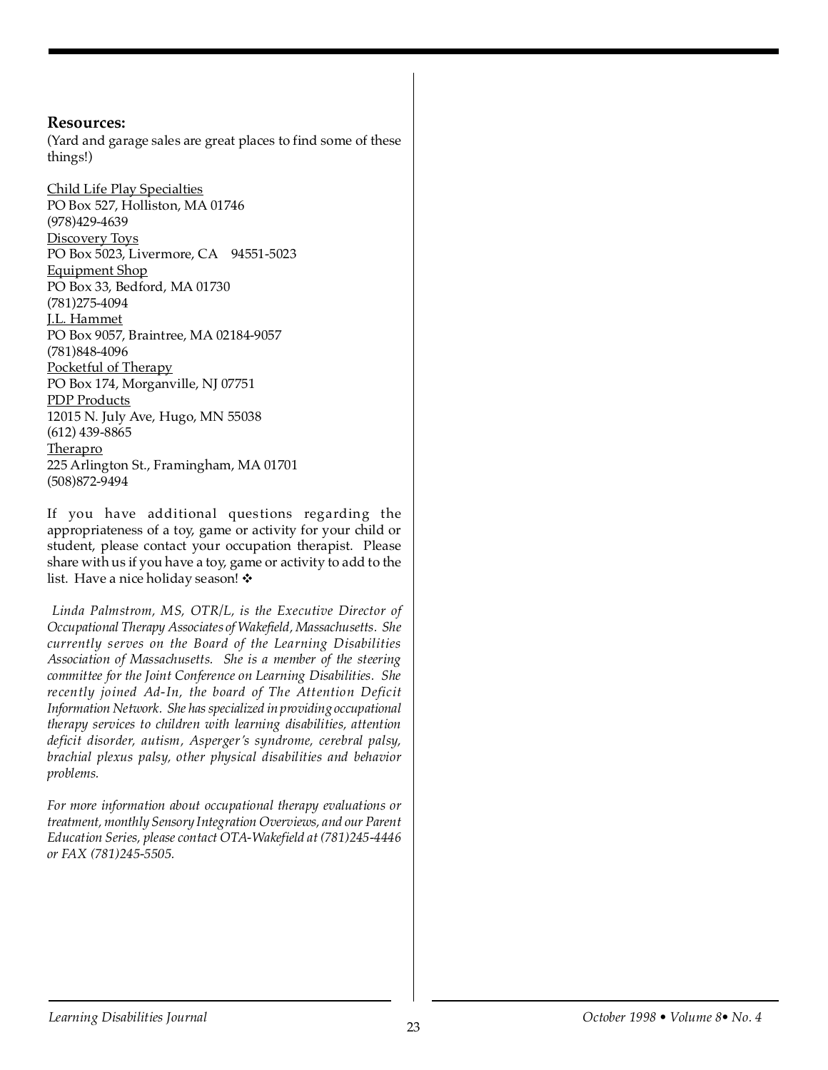### Resources:

(Yard and garage sales are great places to find some of these things!)

Child Life Play Specialties
PO Box 527, Holliston, MA 01746
(978)429-4639

Discovery Toys
PO Box 5023, Livermore, CA 94551-5023

Equipment Shop
PO Box 33, Bedford, MA 01730
(781)275-4094

J.L. Hammet
PO Box 9057, Braintree, MA 02184-9057
(781)848-4096

Pocketful of Therapy
PO Box 174, Morganville, NJ 07751

PDP Products
12015 N. July Ave, Hugo, MN 55038
(612) 439-8865

Therapro
225 Arlington St., Framingham, MA 01701
(508)872-9494

If you have additional questions regarding the appropriateness of a toy, game or activity for your child or student, please contact your occupation therapist. Please share with us if you have a toy, game or activity to add to the list. Have a nice holiday season! ❖

*Linda Palmstrom, MS, OTR/L, is the Executive Director of Occupational Therapy Associates of Wakefield, Massachusetts. She currently serves on the Board of the Learning Disabilities Association of Massachusetts. She is a member of the steering committee for the Joint Conference on Learning Disabilities. She recently joined Ad-In, the board of The Attention Deficit Information Network. She has specialized in providing occupational therapy services to children with learning disabilities, attention deficit disorder, autism, Asperger's syndrome, cerebral palsy, brachial plexus palsy, other physical disabilities and behavior problems.*

*For more information about occupational therapy evaluations or treatment, monthly Sensory Integration Overviews, and our Parent Education Series, please contact OTA-Wakefield at (781)245-4446 or FAX (781)245-5505.*